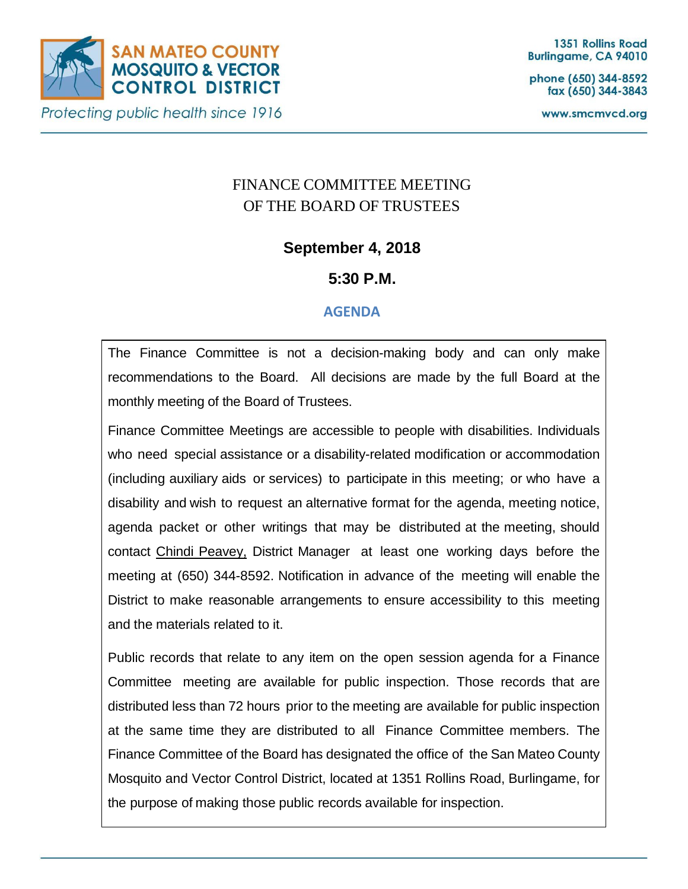**SAN MATEO COUNTY MOSQUITO & VECTOR CONTROL DISTRICT**

*Protecting public health since 1916*

1351 Rollins Road
Burlingame, CA 94010

phone (650) 344-8592
fax (650) 344-3843

www.smcmvcd.org

# FINANCE COMMITTEE MEETING OF THE BOARD OF TRUSTEES

**September 4, 2018**

**5:30 P.M.**

## AGENDA

The Finance Committee is not a decision-making body and can only make recommendations to the Board. All decisions are made by the full Board at the monthly meeting of the Board of Trustees.

Finance Committee Meetings are accessible to people with disabilities. Individuals who need special assistance or a disability-related modification or accommodation (including auxiliary aids or services) to participate in this meeting; or who have a disability and wish to request an alternative format for the agenda, meeting notice, agenda packet or other writings that may be distributed at the meeting, should contact Chindi Peavey, District Manager at least one working days before the meeting at (650) 344-8592. Notification in advance of the meeting will enable the District to make reasonable arrangements to ensure accessibility to this meeting and the materials related to it.

Public records that relate to any item on the open session agenda for a Finance Committee meeting are available for public inspection. Those records that are distributed less than 72 hours prior to the meeting are available for public inspection at the same time they are distributed to all Finance Committee members. The Finance Committee of the Board has designated the office of the San Mateo County Mosquito and Vector Control District, located at 1351 Rollins Road, Burlingame, for the purpose of making those public records available for inspection.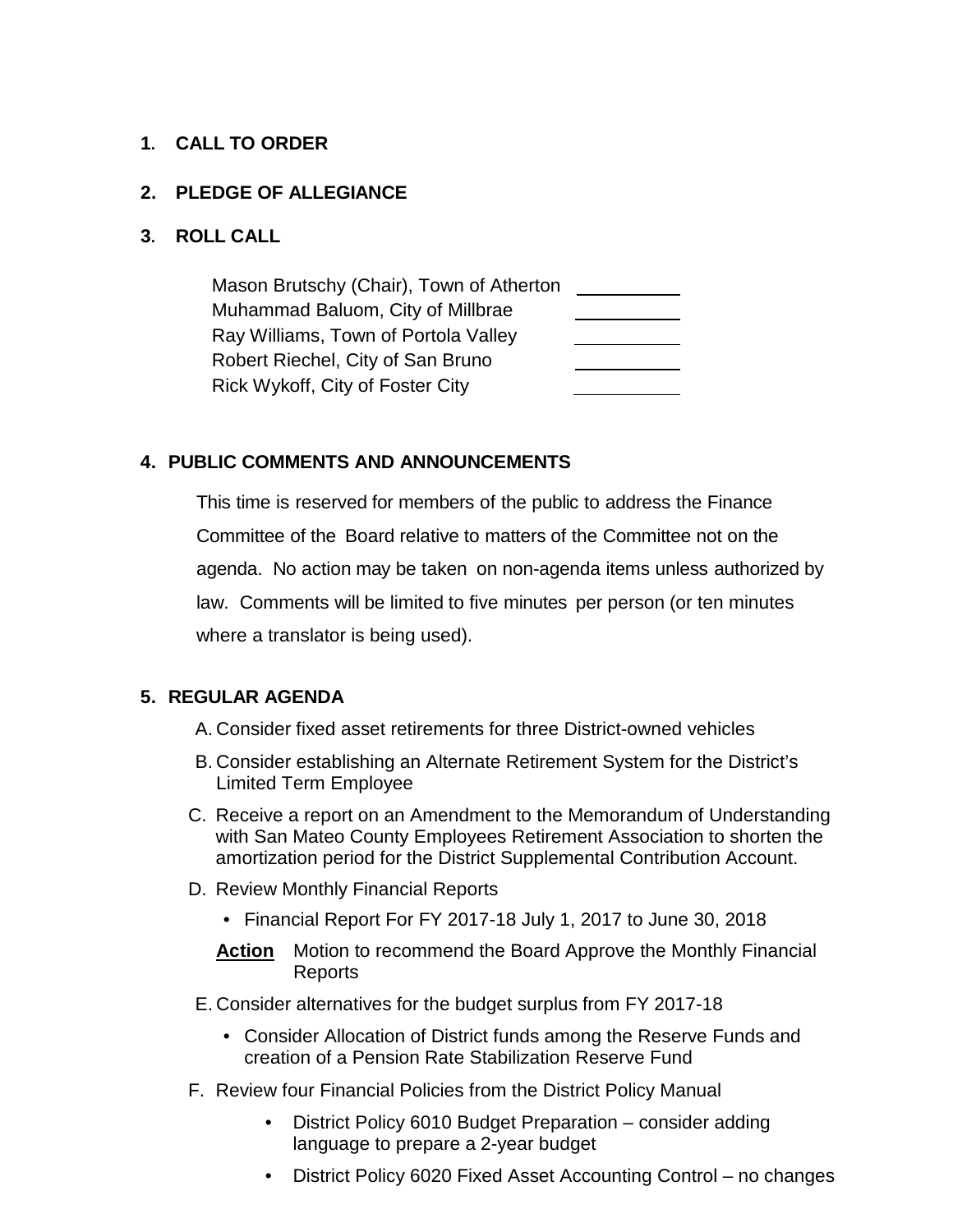## 1. CALL TO ORDER

## 2. PLEDGE OF ALLEGIANCE

## 3. ROLL CALL

Mason Brutschy (Chair), Town of Atherton ______
Muhammad Baluom, City of Millbrae ______
Ray Williams, Town of Portola Valley ______
Robert Riechel, City of San Bruno ______
Rick Wykoff, City of Foster City ______

## 4. PUBLIC COMMENTS AND ANNOUNCEMENTS

This time is reserved for members of the public to address the Finance Committee of the Board relative to matters of the Committee not on the agenda. No action may be taken on non-agenda items unless authorized by law. Comments will be limited to five minutes per person (or ten minutes where a translator is being used).

## 5. REGULAR AGENDA

A. Consider fixed asset retirements for three District-owned vehicles

B. Consider establishing an Alternate Retirement System for the District's Limited Term Employee

C. Receive a report on an Amendment to the Memorandum of Understanding with San Mateo County Employees Retirement Association to shorten the amortization period for the District Supplemental Contribution Account.

D. Review Monthly Financial Reports

- Financial Report For FY 2017-18 July 1, 2017 to June 30, 2018

**Action** Motion to recommend the Board Approve the Monthly Financial Reports

E. Consider alternatives for the budget surplus from FY 2017-18

- Consider Allocation of District funds among the Reserve Funds and creation of a Pension Rate Stabilization Reserve Fund

F. Review four Financial Policies from the District Policy Manual

- District Policy 6010 Budget Preparation – consider adding language to prepare a 2-year budget
- District Policy 6020 Fixed Asset Accounting Control – no changes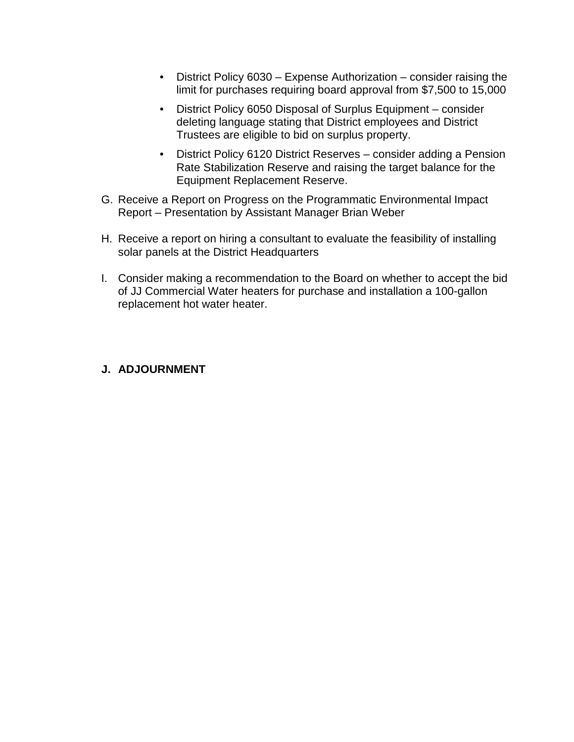- District Policy 6030 – Expense Authorization – consider raising the limit for purchases requiring board approval from $7,500 to 15,000
- District Policy 6050 Disposal of Surplus Equipment – consider deleting language stating that District employees and District Trustees are eligible to bid on surplus property.
- District Policy 6120 District Reserves – consider adding a Pension Rate Stabilization Reserve and raising the target balance for the Equipment Replacement Reserve.

G. Receive a Report on Progress on the Programmatic Environmental Impact Report – Presentation by Assistant Manager Brian Weber

H. Receive a report on hiring a consultant to evaluate the feasibility of installing solar panels at the District Headquarters

I. Consider making a recommendation to the Board on whether to accept the bid of JJ Commercial Water heaters for purchase and installation a 100-gallon replacement hot water heater.

**J. ADJOURNMENT**